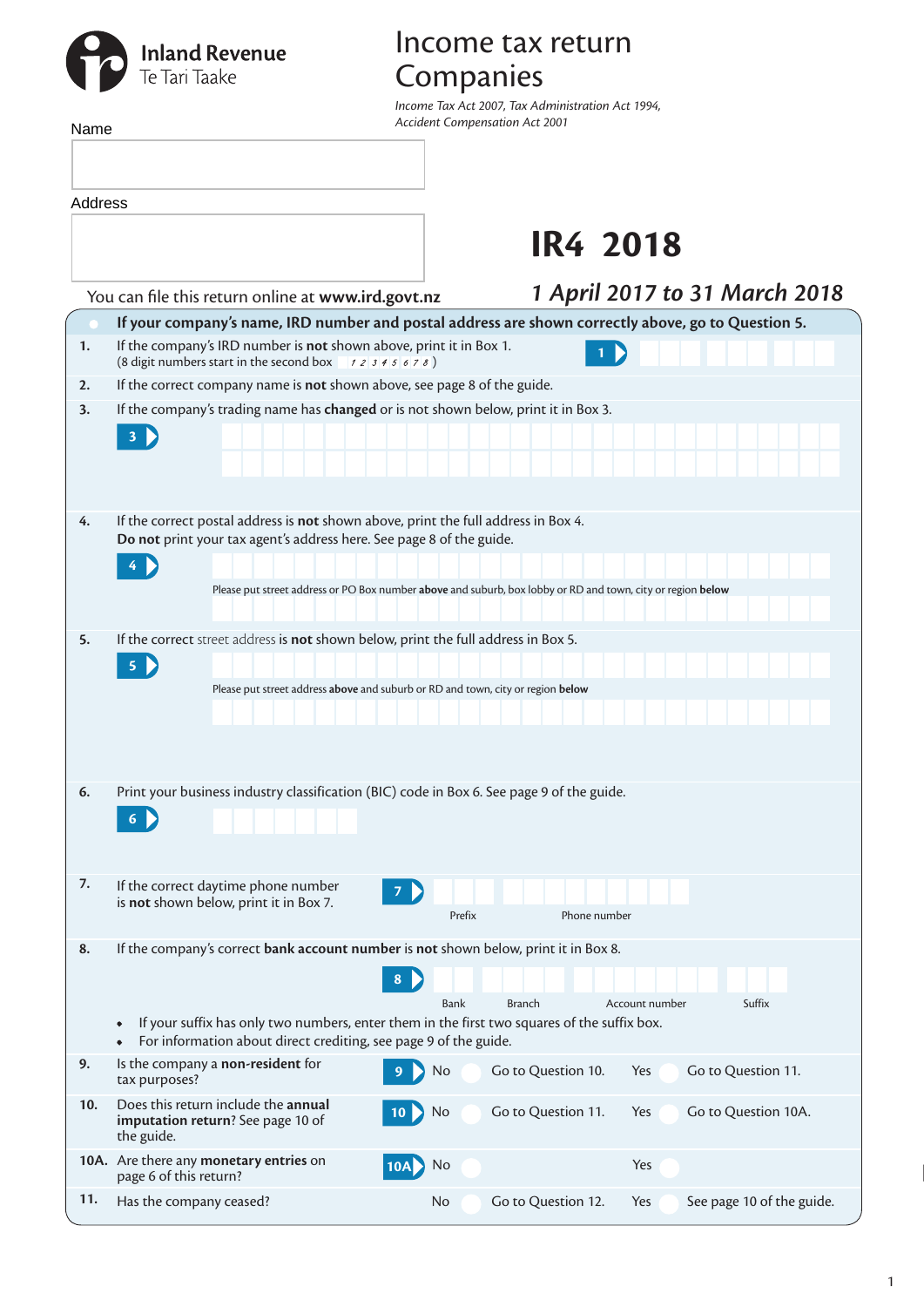Inland Revenue
Te Tari Taake

# Income tax return Companies

*Income Tax Act 2007, Tax Administration Act 1994, Accident Compensation Act 2001*

Name

Address

# IR4 2018

## *1 April 2017 to 31 March 2018*

You can file this return online at **www.ird.govt.nz**

**If your company's name, IRD number and postal address are shown correctly above, go to Question 5.**

**1.** If the company's IRD number is **not** shown above, print it in Box 1.
(8 digit numbers start in the second box 12345678)

**1**

**2.** If the correct company name is **not** shown above, see page 8 of the guide.

**3.** If the company's trading name has **changed** or is not shown below, print it in Box 3.

**3**

**4.** If the correct postal address is **not** shown above, print the full address in Box 4.
**Do not** print your tax agent's address here. See page 8 of the guide.

**4**

Please put street address or PO Box number **above** and suburb, box lobby or RD and town, city or region **below**

**5.** If the correct street address is **not** shown below, print the full address in Box 5.

**5**

Please put street address **above** and suburb or RD and town, city or region **below**

**6.** Print your business industry classification (BIC) code in Box 6. See page 9 of the guide.

**6**

**7.** If the correct daytime phone number is **not** shown below, print it in Box 7.

**7** Prefix | Phone number

**8.** If the company's correct **bank account number** is **not** shown below, print it in Box 8.

**8** Bank | Branch | Account number | Suffix

- If your suffix has only two numbers, enter them in the first two squares of the suffix box.
- For information about direct crediting, see page 9 of the guide.

**9.** Is the company a **non-resident** for tax purposes?
**9** No ○ Go to Question 10. Yes ○ Go to Question 11.

**10.** Does this return include the **annual imputation return**? See page 10 of the guide.
**10** No ○ Go to Question 11. Yes ○ Go to Question 10A.

**10A.** Are there any **monetary entries** on page 6 of this return?
**10A** No ○ Yes ○

**11.** Has the company ceased?
No ○ Go to Question 12. Yes ○ See page 10 of the guide.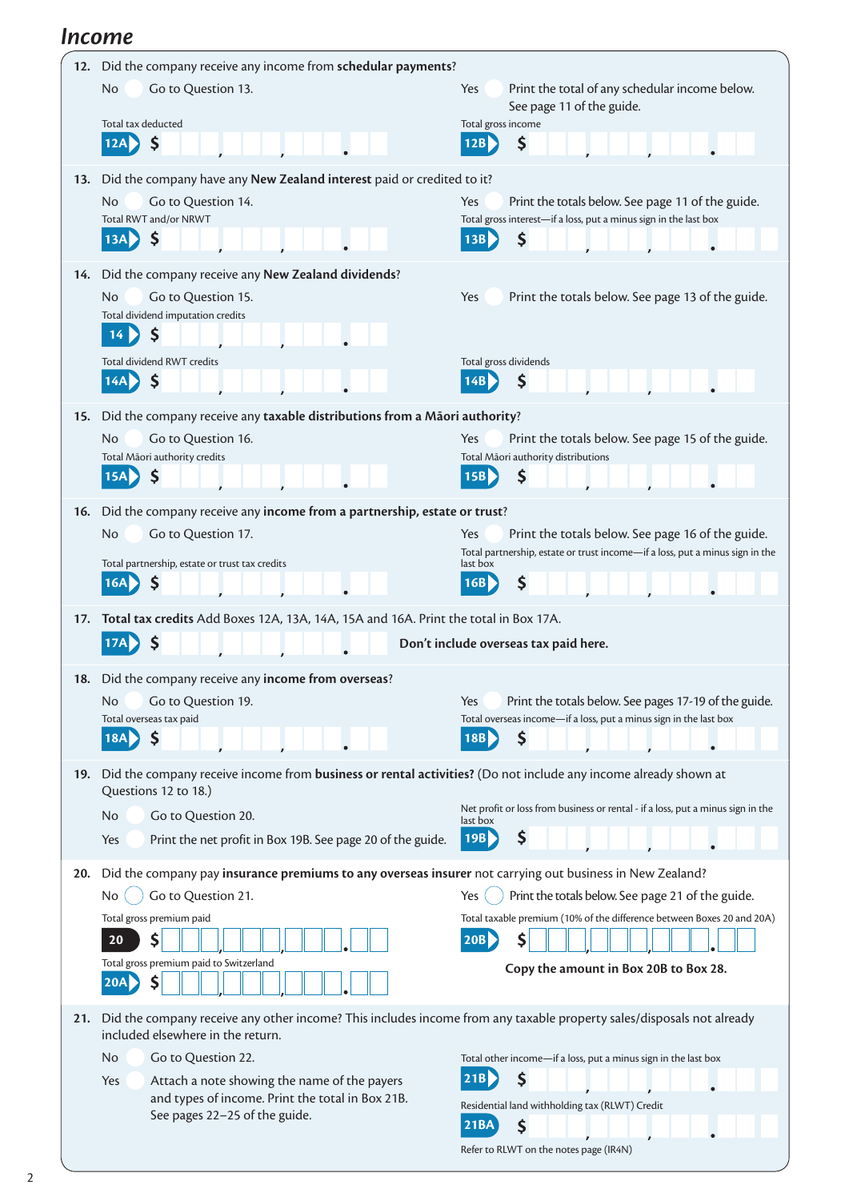# Income

**12.** Did the company receive any income from **schedular payments**?

No — Go to Question 13.

Yes — Print the total of any schedular income below. See page 11 of the guide.

Total tax deducted **12A** $ , , .

Total gross income **12B** $ , , .

**13.** Did the company have any **New Zealand interest** paid or credited to it?

No — Go to Question 14.

Yes — Print the totals below. See page 11 of the guide.

Total RWT and/or NRWT **13A** $ , , .

Total gross interest—if a loss, put a minus sign in the last box **13B** $ , , .

**14.** Did the company receive any **New Zealand dividends**?

No — Go to Question 15.

Yes — Print the totals below. See page 13 of the guide.

Total dividend imputation credits **14** $ , , .

Total dividend RWT credits **14A** $ , , .

Total gross dividends **14B** $ , , .

**15.** Did the company receive any **taxable distributions from a Māori authority**?

No — Go to Question 16.

Yes — Print the totals below. See page 15 of the guide.

Total Māori authority credits **15A** $ , , .

Total Māori authority distributions **15B** $ , , .

**16.** Did the company receive any **income from a partnership, estate or trust**?

No — Go to Question 17.

Yes — Print the totals below. See page 16 of the guide.

Total partnership, estate or trust tax credits **16A** $ , , .

Total partnership, estate or trust income—if a loss, put a minus sign in the last box **16B** $ , , .

**17.** **Total tax credits** Add Boxes 12A, 13A, 14A, 15A and 16A. Print the total in Box 17A.

**17A** $ , , .

**Don't include overseas tax paid here.**

**18.** Did the company receive any **income from overseas**?

No — Go to Question 19.

Yes — Print the totals below. See pages 17-19 of the guide.

Total overseas tax paid **18A** $ , , .

Total overseas income—if a loss, put a minus sign in the last box **18B** $ , , .

**19.** Did the company receive income from **business or rental activities?** (Do not include any income already shown at Questions 12 to 18.)

No — Go to Question 20.

Yes — Print the net profit in Box 19B. See page 20 of the guide.

Net profit or loss from business or rental - if a loss, put a minus sign in the last box **19B** $ , , .

**20.** Did the company pay **insurance premiums to any overseas insurer** not carrying out business in New Zealand?

No — Go to Question 21.

Yes — Print the totals below. See page 21 of the guide.

Total gross premium paid **20** $ , , .

Total gross premium paid to Switzerland **20A** $ , , .

Total taxable premium (10% of the difference between Boxes 20 and 20A) **20B** $ , , .

**Copy the amount in Box 20B to Box 28.**

**21.** Did the company receive any other income? This includes income from any taxable property sales/disposals not already included elsewhere in the return.

No — Go to Question 22.

Yes — Attach a note showing the name of the payers and types of income. Print the total in Box 21B. See pages 22–25 of the guide.

Total other income—if a loss, put a minus sign in the last box **21B** $ , , .

Residential land withholding tax (RLWT) Credit **21BA** $ , , .

Refer to RLWT on the notes page (IR4N)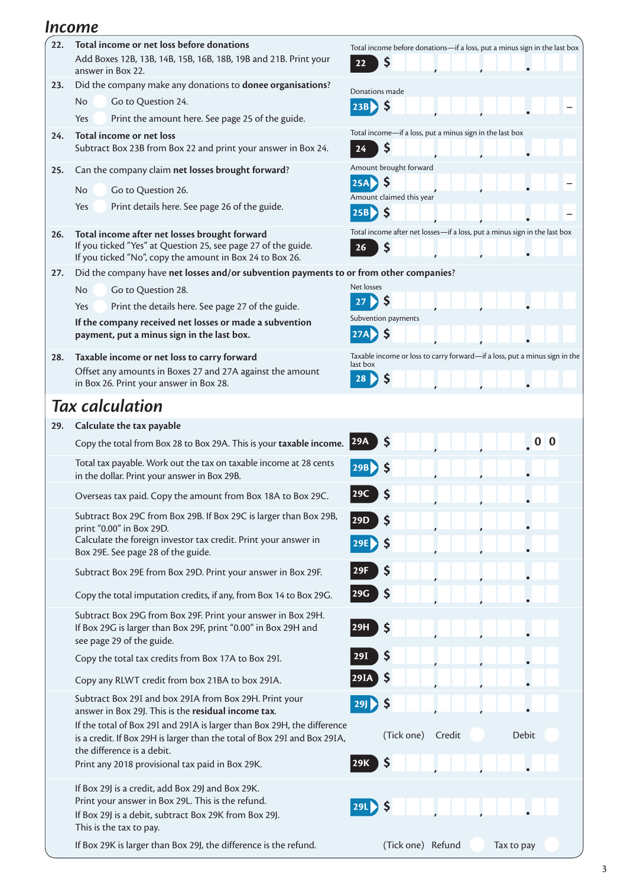## Income

**22. Total income or net loss before donations**

Add Boxes 12B, 13B, 14B, 15B, 16B, 18B, 19B and 21B. Print your answer in Box 22.

Total income before donations—if a loss, put a minus sign in the last box

**22** $ ___ , ___ , ___ . ___

**23. Did the company make any donations to donee organisations?**

No ◯ Go to Question 24.

Yes ◯ Print the amount here. See page 25 of the guide.

Donations made

**23B** $ ___ , ___ , ___ . ___ –

**24. Total income or net loss**

Subtract Box 23B from Box 22 and print your answer in Box 24.

Total income—if a loss, put a minus sign in the last box

**24** $ ___ , ___ , ___ . ___

**25. Can the company claim net losses brought forward?**

No ◯ Go to Question 26.

Yes ◯ Print details here. See page 26 of the guide.

Amount brought forward

**25A** $ ___ , ___ , ___ . ___ –

Amount claimed this year

**25B** $ ___ , ___ , ___ . ___ –

**26. Total income after net losses brought forward**

If you ticked "Yes" at Question 25, see page 27 of the guide.
If you ticked "No", copy the amount in Box 24 to Box 26.

Total income after net losses—if a loss, put a minus sign in the last box

**26** $ ___ , ___ , ___ . ___

**27. Did the company have net losses and/or subvention payments to or from other companies?**

No ◯ Go to Question 28.

Yes ◯ Print the details here. See page 27 of the guide.

**If the company received net losses or made a subvention payment, put a minus sign in the last box.**

Net losses

**27** $ ___ , ___ , ___ . ___

Subvention payments

**27A** $ ___ , ___ , ___ . ___

**28. Taxable income or net loss to carry forward**

Offset any amounts in Boxes 27 and 27A against the amount in Box 26. Print your answer in Box 28.

Taxable income or loss to carry forward—if a loss, put a minus sign in the last box

**28** $ ___ , ___ , ___ . ___

## Tax calculation

**29. Calculate the tax payable**

Copy the total from Box 28 to Box 29A. This is your **taxable income.**

**29A** $ ___ , ___ , ___ . 0 0

Total tax payable. Work out the tax on taxable income at 28 cents in the dollar. Print your answer in Box 29B.

**29B** $ ___ , ___ , ___ . ___

Overseas tax paid. Copy the amount from Box 18A to Box 29C.

**29C** $ ___ , ___ , ___ . ___

Subtract Box 29C from Box 29B. If Box 29C is larger than Box 29B, print "0.00" in Box 29D.

**29D** $ ___ , ___ , ___ . ___

Calculate the foreign investor tax credit. Print your answer in Box 29E. See page 28 of the guide.

**29E** $ ___ , ___ , ___ . ___

Subtract Box 29E from Box 29D. Print your answer in Box 29F.

**29F** $ ___ , ___ , ___ . ___

Copy the total imputation credits, if any, from Box 14 to Box 29G.

**29G** $ ___ , ___ , ___ . ___

Subtract Box 29G from Box 29F. Print your answer in Box 29H. If Box 29G is larger than Box 29F, print "0.00" in Box 29H and see page 29 of the guide.

**29H** $ ___ , ___ , ___ . ___

Copy the total tax credits from Box 17A to Box 29I.

**29I** $ ___ , ___ , ___ . ___

Copy any RLWT credit from box 21BA to box 29IA.

**29IA** $ ___ , ___ , ___ . ___

Subtract Box 29I and box 29IA from Box 29H. Print your answer in Box 29J. This is the **residual income tax**.

**29J** $ ___ , ___ , ___ . ___

If the total of Box 29I and 29IA is larger than Box 29H, the difference is a credit. If Box 29H is larger than the total of Box 29I and Box 29IA, the difference is a debit.

(Tick one) Credit ◯ Debit ◯

Print any 2018 provisional tax paid in Box 29K.

**29K** $ ___ , ___ , ___ . ___

If Box 29J is a credit, add Box 29J and Box 29K.
Print your answer in Box 29L. This is the refund.
If Box 29J is a debit, subtract Box 29K from Box 29J.
This is the tax to pay.

**29L** $ ___ , ___ , ___ . ___

If Box 29K is larger than Box 29J, the difference is the refund.

(Tick one) Refund ◯ Tax to pay ◯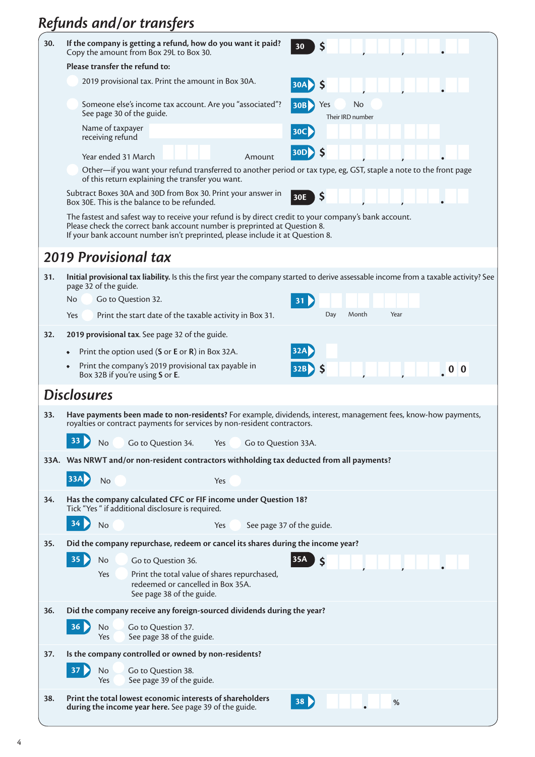## Refunds and/or transfers

**30. If the company is getting a refund, how do you want it paid?**
Copy the amount from Box 29L to Box 30.

**30** $ ___ , ___ , ___ . __

**Please transfer the refund to:**

- 2019 provisional tax. Print the amount in Box 30A.

  **30A** $ ___ , ___ , ___ . __

- Someone else's income tax account. Are you "associated"? See page 30 of the guide.

  **30B** Yes ◯ No ◯

  Name of taxpayer receiving refund ______

  **30C** Their IRD number ______

  Year ended 31 March ______ Amount **30D** $ ___ , ___ , ___ . __

- Other—if you want your refund transferred to another period or tax type, eg, GST, staple a note to the front page of this return explaining the transfer you want.

Subtract Boxes 30A and 30D from Box 30. Print your answer in Box 30E. This is the balance to be refunded.

**30E** $ ___ , ___ , ___ . __

The fastest and safest way to receive your refund is by direct credit to your company's bank account.
Please check the correct bank account number is preprinted at Question 8.
If your bank account number isn't preprinted, please include it at Question 8.

## 2019 Provisional tax

**31. Initial provisional tax liability.** Is this the first year the company started to derive assessable income from a taxable activity? See page 32 of the guide.

No ◯ Go to Question 32.

Yes ◯ Print the start date of the taxable activity in Box 31.

**31** Day ___ Month ___ Year ___

**32. 2019 provisional tax**. See page 32 of the guide.

- Print the option used (**S** or **E** or **R**) in Box 32A.

  **32A** ___

- Print the company's 2019 provisional tax payable in Box 32B if you're using **S** or **E**.

  **32B** $ ___ , ___ , ___ . 0 0

## Disclosures

**33. Have payments been made to non-residents?** For example, dividends, interest, management fees, know-how payments, royalties or contract payments for services by non-resident contractors.

**33** No ◯ Go to Question 34. Yes ◯ Go to Question 33A.

**33A. Was NRWT and/or non-resident contractors withholding tax deducted from all payments?**

**33A** No ◯ Yes ◯

**34. Has the company calculated CFC or FIF income under Question 18?**
Tick "Yes" if additional disclosure is required.

**34** No ◯ Yes ◯ See page 37 of the guide.

**35. Did the company repurchase, redeem or cancel its shares during the income year?**

**35** No ◯ Go to Question 36.

Yes ◯ Print the total value of shares repurchased, redeemed or cancelled in Box 35A. See page 38 of the guide.

**35A** $ ___ , ___ , ___ . __

**36. Did the company receive any foreign-sourced dividends during the year?**

**36** No ◯ Go to Question 37.
Yes ◯ See page 38 of the guide.

**37. Is the company controlled or owned by non-residents?**

**37** No ◯ Go to Question 38.
Yes ◯ See page 39 of the guide.

**38. Print the total lowest economic interests of shareholders during the income year here.** See page 39 of the guide.

**38** ___ . __ %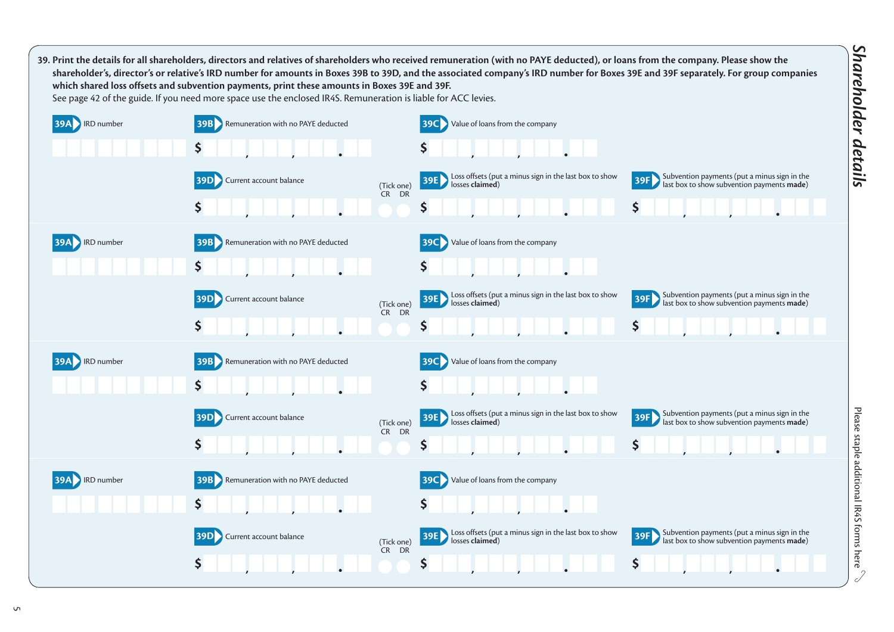## Shareholder details

**39. Print the details for all shareholders, directors and relatives of shareholders who received remuneration (with no PAYE deducted), or loans from the company. Please show the shareholder's, director's or relative's IRD number for amounts in Boxes 39B to 39D, and the associated company's IRD number for Boxes 39E and 39F separately. For group companies which shared loss offsets and subvention payments, print these amounts in Boxes 39E and 39F.**

See page 42 of the guide. If you need more space use the enclosed IR4S. Remuneration is liable for ACC levies.

**39A** IRD number

**39B** Remuneration with no PAYE deducted $

**39C** Value of loans from the company $

**39D** Current account balance $ (Tick one) CR DR

**39E** Loss offsets (put a minus sign in the last box to show losses **claimed**) $

**39F** Subvention payments (put a minus sign in the last box to show subvention payments **made**) $

---

**39A** IRD number

**39B** Remuneration with no PAYE deducted $

**39C** Value of loans from the company $

**39D** Current account balance $ (Tick one) CR DR

**39E** Loss offsets (put a minus sign in the last box to show losses **claimed**) $

**39F** Subvention payments (put a minus sign in the last box to show subvention payments **made**) $

---

**39A** IRD number

**39B** Remuneration with no PAYE deducted $

**39C** Value of loans from the company $

**39D** Current account balance $ (Tick one) CR DR

**39E** Loss offsets (put a minus sign in the last box to show losses **claimed**) $

**39F** Subvention payments (put a minus sign in the last box to show subvention payments **made**) $

---

**39A** IRD number

**39B** Remuneration with no PAYE deducted $

**39C** Value of loans from the company $

**39D** Current account balance $ (Tick one) CR DR

**39E** Loss offsets (put a minus sign in the last box to show losses **claimed**) $

**39F** Subvention payments (put a minus sign in the last box to show subvention payments **made**) $

Please staple additional IR4S forms here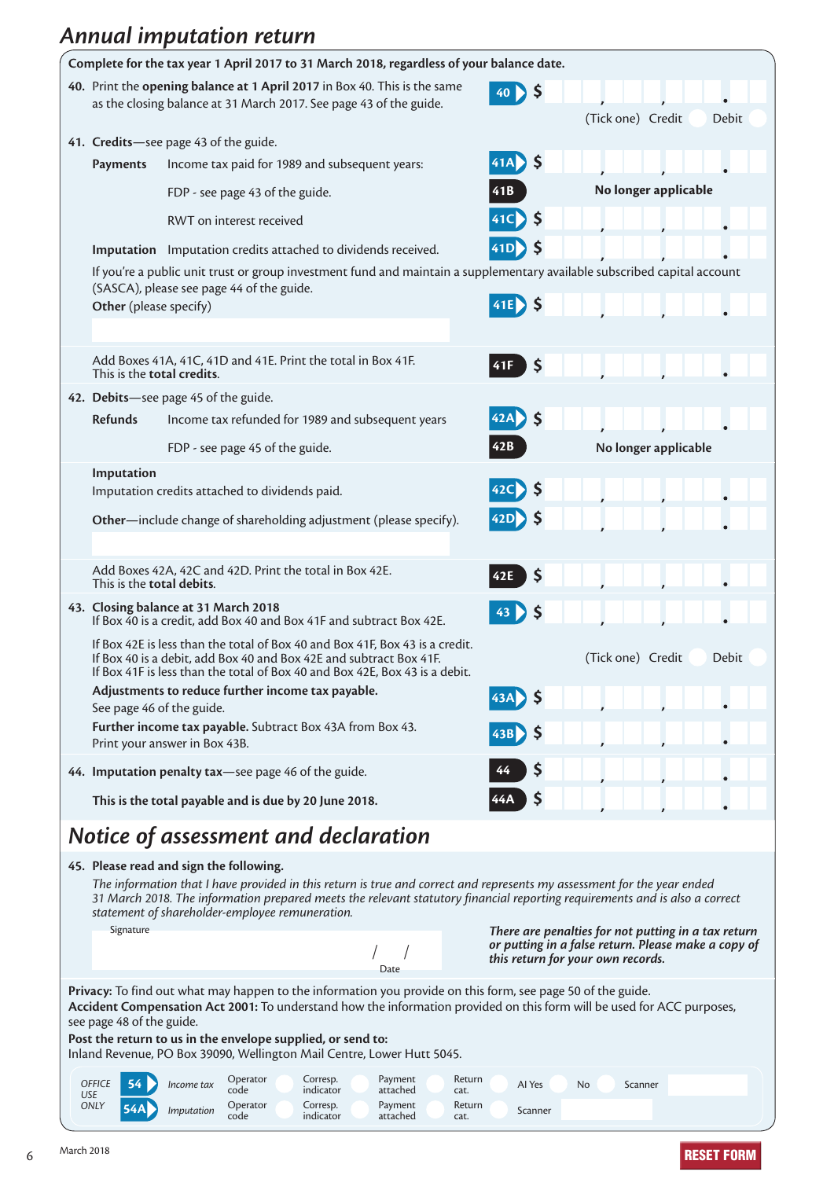## Annual imputation return

**Complete for the tax year 1 April 2017 to 31 March 2018, regardless of your balance date.**

**40.** Print the **opening balance at 1 April 2017** in Box 40. This is the same as the closing balance at 31 March 2017. See page 43 of the guide.

40 $ , , .

(Tick one) Credit  Debit

**41. Credits**—see page 43 of the guide.

**Payments** Income tax paid for 1989 and subsequent years: 41A $ , , .

FDP - see page 43 of the guide. 41B **No longer applicable**

RWT on interest received 41C $ , , .

**Imputation** Imputation credits attached to dividends received. 41D $ , , .

If you're a public unit trust or group investment fund and maintain a supplementary available subscribed capital account (SASCA), please see page 44 of the guide.

**Other** (please specify) 41E $ , , .

Add Boxes 41A, 41C, 41D and 41E. Print the total in Box 41F. This is the **total credits**. 41F $ , , .

**42. Debits**—see page 45 of the guide.

**Refunds** Income tax refunded for 1989 and subsequent years 42A $ , , .

FDP - see page 45 of the guide. 42B **No longer applicable**

**Imputation**

Imputation credits attached to dividends paid. 42C $ , , .

**Other**—include change of shareholding adjustment (please specify). 42D $ , , .

Add Boxes 42A, 42C and 42D. Print the total in Box 42E. This is the **total debits**. 42E $ , , .

**43. Closing balance at 31 March 2018**
If Box 40 is a credit, add Box 40 and Box 41F and subtract Box 42E. 43 $ , , .

If Box 42E is less than the total of Box 40 and Box 41F, Box 43 is a credit.
If Box 40 is a debit, add Box 40 and Box 42E and subtract Box 41F.
If Box 41F is less than the total of Box 40 and Box 42E, Box 43 is a debit.

(Tick one) Credit  Debit

**Adjustments to reduce further income tax payable.**
See page 46 of the guide. 43A $ , , .

**Further income tax payable.** Subtract Box 43A from Box 43.
Print your answer in Box 43B. 43B $ , , .

**44. Imputation penalty tax**—see page 46 of the guide. 44 $ , , .

**This is the total payable and is due by 20 June 2018.** 44A $ , , .

## Notice of assessment and declaration

**45. Please read and sign the following.**

*The information that I have provided in this return is true and correct and represents my assessment for the year ended 31 March 2018. The information prepared meets the relevant statutory financial reporting requirements and is also a correct statement of shareholder-employee remuneration.*

Signature

/ /
Date

***There are penalties for not putting in a tax return or putting in a false return. Please make a copy of this return for your own records.***

**Privacy:** To find out what may happen to the information you provide on this form, see page 50 of the guide.
**Accident Compensation Act 2001:** To understand how the information provided on this form will be used for ACC purposes, see page 48 of the guide.
**Post the return to us in the envelope supplied, or send to:**
Inland Revenue, PO Box 39090, Wellington Mail Centre, Lower Hutt 5045.

OFFICE USE ONLY

54 *Income tax* Operator code  Corresp. indicator  Payment attached  Return cat.  AI Yes  No  Scanner

54A *Imputation* Operator code  Corresp. indicator  Payment attached  Return cat.  Scanner

March 2018

RESET FORM